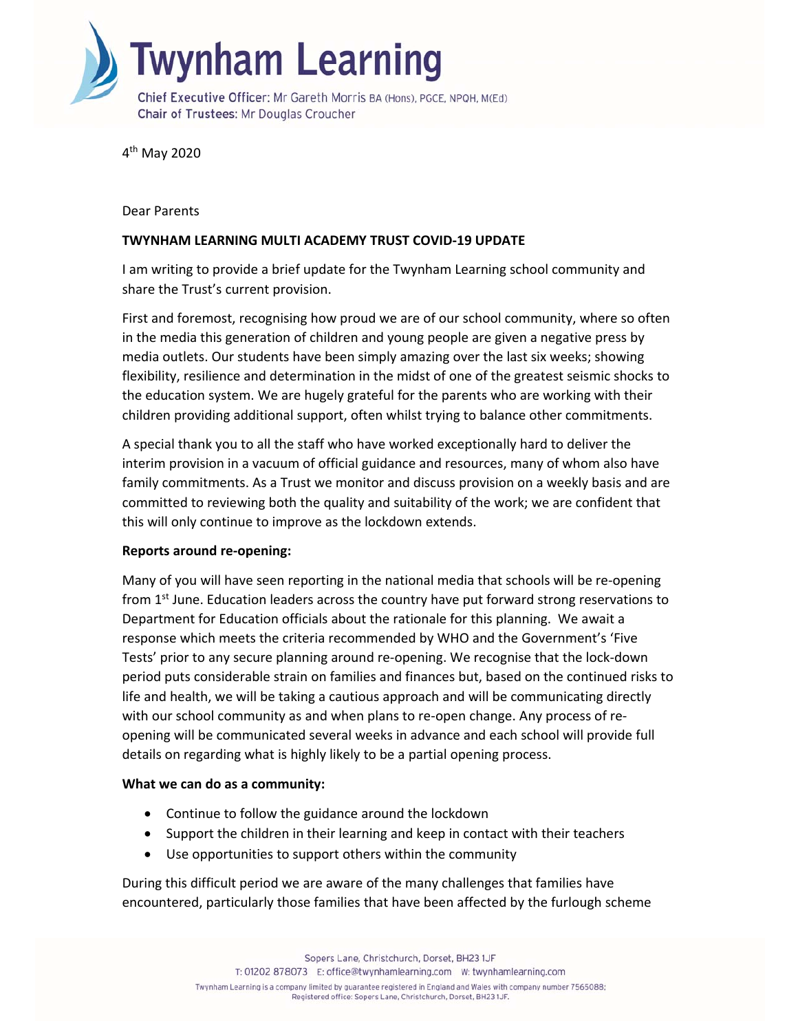# Twynham Learning

Chief Executive Officer: Mr Gareth Morris BA (Hons), PGCE, NPQH, M(Ed)
Chair of Trustees: Mr Douglas Croucher

4th May 2020

Dear Parents

**TWYNHAM LEARNING MULTI ACADEMY TRUST COVID-19 UPDATE**

I am writing to provide a brief update for the Twynham Learning school community and share the Trust's current provision.

First and foremost, recognising how proud we are of our school community, where so often in the media this generation of children and young people are given a negative press by media outlets. Our students have been simply amazing over the last six weeks; showing flexibility, resilience and determination in the midst of one of the greatest seismic shocks to the education system. We are hugely grateful for the parents who are working with their children providing additional support, often whilst trying to balance other commitments.

A special thank you to all the staff who have worked exceptionally hard to deliver the interim provision in a vacuum of official guidance and resources, many of whom also have family commitments. As a Trust we monitor and discuss provision on a weekly basis and are committed to reviewing both the quality and suitability of the work; we are confident that this will only continue to improve as the lockdown extends.

**Reports around re-opening:**

Many of you will have seen reporting in the national media that schools will be re-opening from 1st June. Education leaders across the country have put forward strong reservations to Department for Education officials about the rationale for this planning. We await a response which meets the criteria recommended by WHO and the Government's 'Five Tests' prior to any secure planning around re-opening. We recognise that the lock-down period puts considerable strain on families and finances but, based on the continued risks to life and health, we will be taking a cautious approach and will be communicating directly with our school community as and when plans to re-open change. Any process of re-opening will be communicated several weeks in advance and each school will provide full details on regarding what is highly likely to be a partial opening process.

**What we can do as a community:**

- Continue to follow the guidance around the lockdown
- Support the children in their learning and keep in contact with their teachers
- Use opportunities to support others within the community

During this difficult period we are aware of the many challenges that families have encountered, particularly those families that have been affected by the furlough scheme

Sopers Lane, Christchurch, Dorset, BH23 1JF
T: 01202 878073 E: office@twynhamlearning.com W: twynhamlearning.com
Twynham Learning is a company limited by guarantee registered in England and Wales with company number 7565088; Registered office: Sopers Lane, Christchurch, Dorset, BH23 1JF.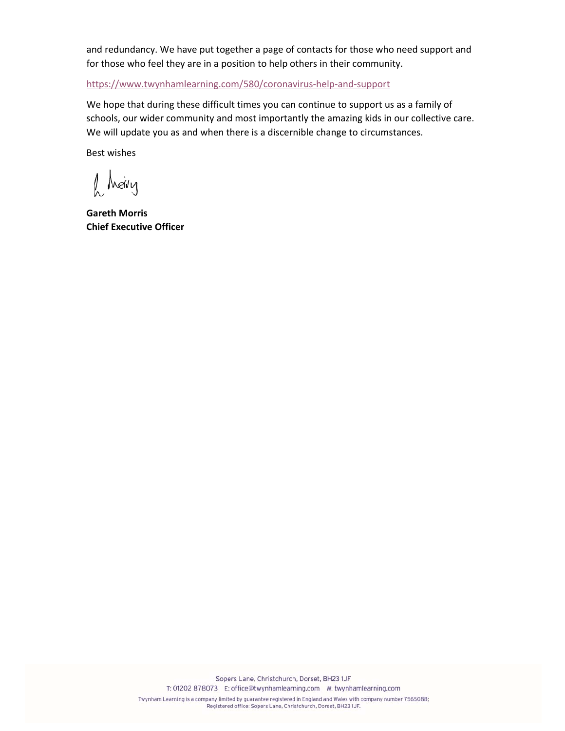and redundancy. We have put together a page of contacts for those who need support and for those who feel they are in a position to help others in their community.

https://www.twynhamlearning.com/580/coronavirus-help-and-support

We hope that during these difficult times you can continue to support us as a family of schools, our wider community and most importantly the amazing kids in our collective care. We will update you as and when there is a discernible change to circumstances.

Best wishes

**Gareth Morris**
**Chief Executive Officer**

Sopers Lane, Christchurch, Dorset, BH23 1JF
T: 01202 878073 E: office@twynhamlearning.com W: twynhamlearning.com
Twynham Learning is a company limited by guarantee registered in England and Wales with company number 7565088;
Registered office: Sopers Lane, Christchurch, Dorset, BH23 1JF.